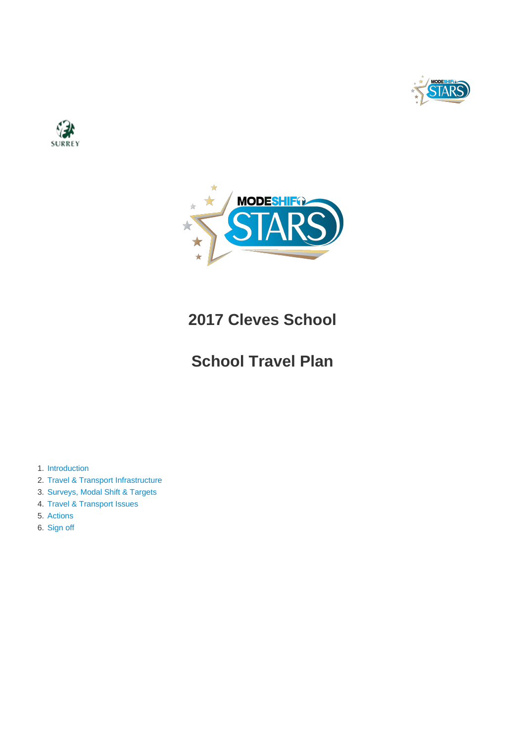# 2017 Cleves School

# School Travel Plan

1. Introduction
2. Travel & Transport Infrastructure
3. Surveys, Modal Shift & Targets
4. Travel & Transport Issues
5. Actions
6. Sign off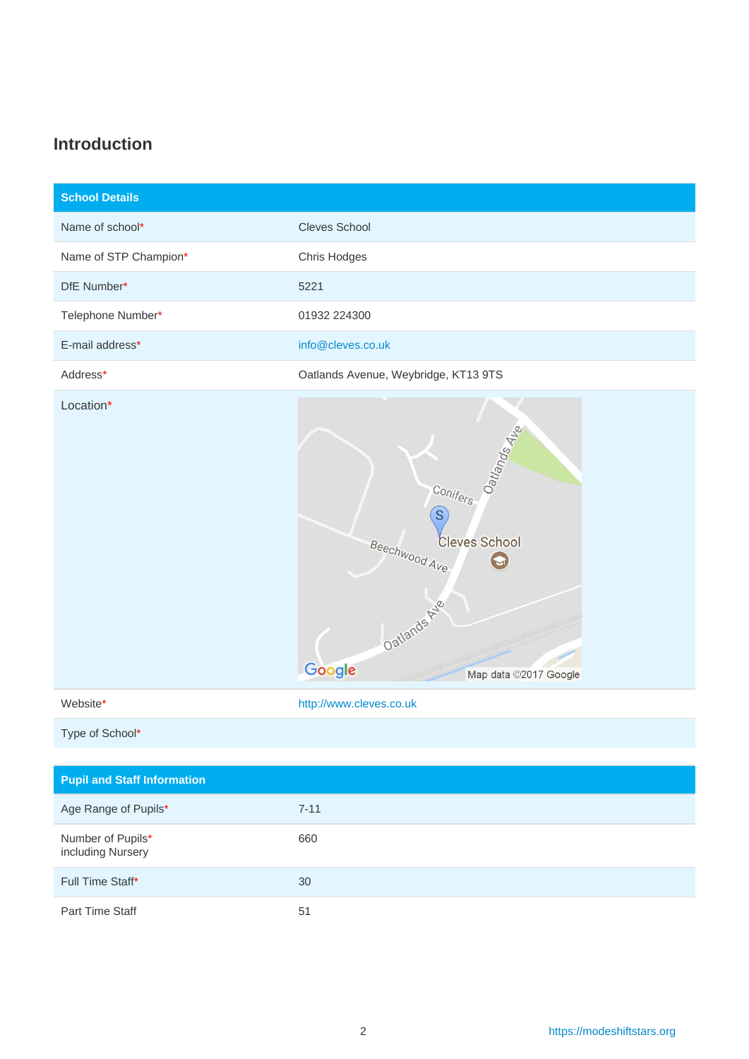## Introduction

| School Details | |
|---|---|
| Name of school* | Cleves School |
| Name of STP Champion* | Chris Hodges |
| DfE Number* | 5221 |
| Telephone Number* | 01932 224300 |
| E-mail address* | info@cleves.co.uk |
| Address* | Oatlands Avenue, Weybridge, KT13 9TS |
| Location* | |
| Website* | http://www.cleves.co.uk |
| Type of School* | |

| Pupil and Staff Information | |
|---|---|
| Age Range of Pupils* | 7-11 |
| Number of Pupils* including Nursery | 660 |
| Full Time Staff* | 30 |
| Part Time Staff | 51 |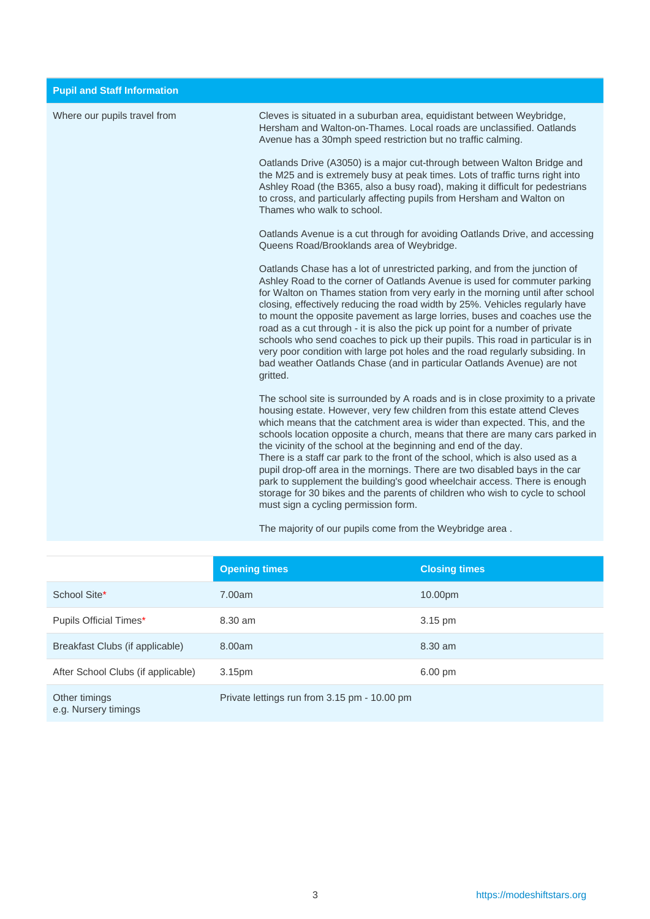## Pupil and Staff Information

| | |
|---|---|
| Where our pupils travel from | Cleves is situated in a suburban area, equidistant between Weybridge, Hersham and Walton-on-Thames. Local roads are unclassified. Oatlands Avenue has a 30mph speed restriction but no traffic calming.<br><br>Oatlands Drive (A3050) is a major cut-through between Walton Bridge and the M25 and is extremely busy at peak times. Lots of traffic turns right into Ashley Road (the B365, also a busy road), making it difficult for pedestrians to cross, and particularly affecting pupils from Hersham and Walton on Thames who walk to school.<br><br>Oatlands Avenue is a cut through for avoiding Oatlands Drive, and accessing Queens Road/Brooklands area of Weybridge.<br><br>Oatlands Chase has a lot of unrestricted parking, and from the junction of Ashley Road to the corner of Oatlands Avenue is used for commuter parking for Walton on Thames station from very early in the morning until after school closing, effectively reducing the road width by 25%. Vehicles regularly have to mount the opposite pavement as large lorries, buses and coaches use the road as a cut through - it is also the pick up point for a number of private schools who send coaches to pick up their pupils. This road in particular is in very poor condition with large pot holes and the road regularly subsiding. In bad weather Oatlands Chase (and in particular Oatlands Avenue) are not gritted.<br><br>The school site is surrounded by A roads and is in close proximity to a private housing estate. However, very few children from this estate attend Cleves which means that the catchment area is wider than expected. This, and the schools location opposite a church, means that there are many cars parked in the vicinity of the school at the beginning and end of the day.<br>There is a staff car park to the front of the school, which is also used as a pupil drop-off area in the mornings. There are two disabled bays in the car park to supplement the building's good wheelchair access. There is enough storage for 30 bikes and the parents of children who wish to cycle to school must sign a cycling permission form.<br><br>The majority of our pupils come from the Weybridge area . |

| | Opening times | Closing times |
|---|---|---|
| School Site* | 7.00am | 10.00pm |
| Pupils Official Times* | 8.30 am | 3.15 pm |
| Breakfast Clubs (if applicable) | 8.00am | 8.30 am |
| After School Clubs (if applicable) | 3.15pm | 6.00 pm |
| Other timings<br>e.g. Nursery timings | Private lettings run from 3.15 pm - 10.00 pm | |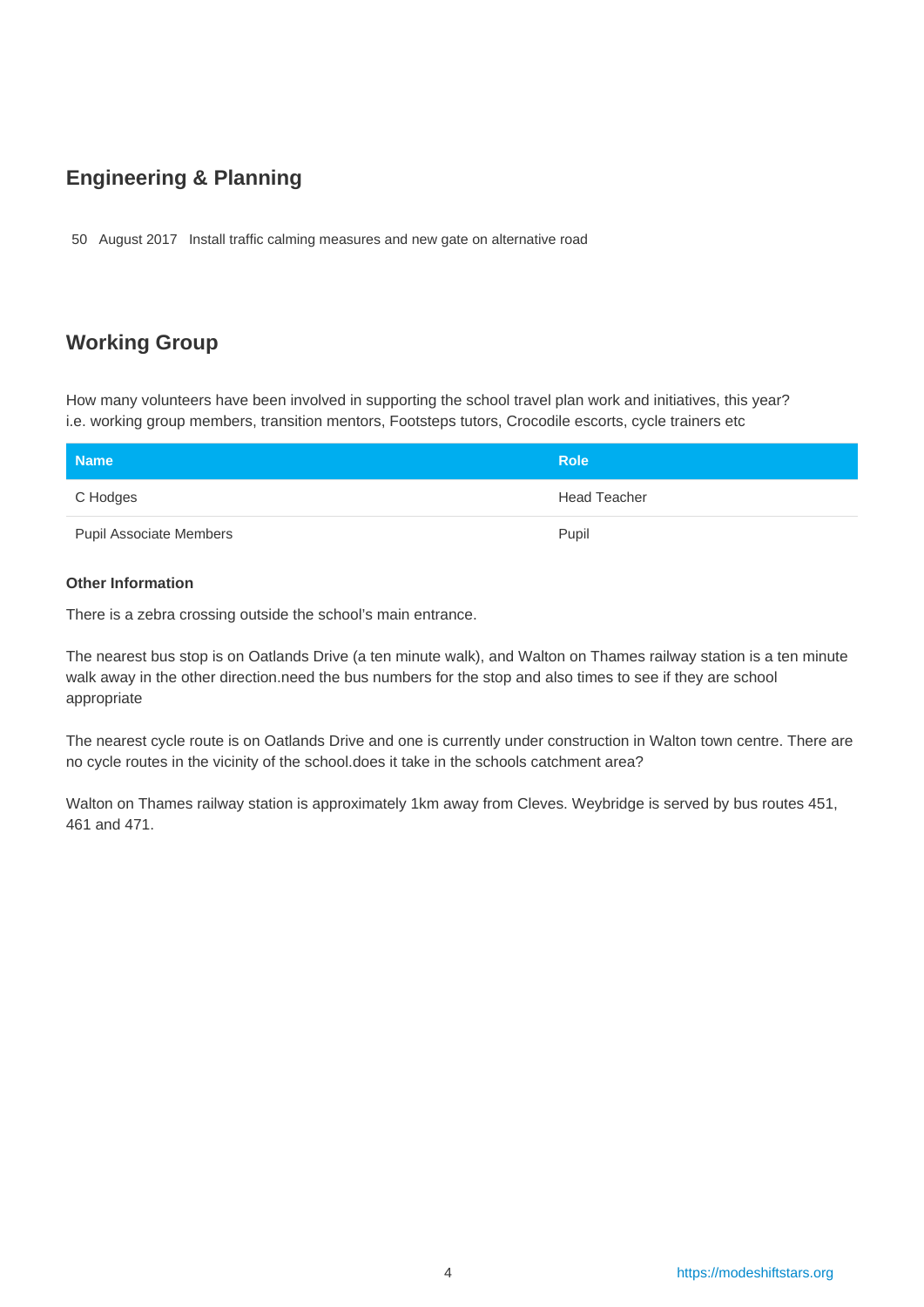## Engineering & Planning

50 August 2017 Install traffic calming measures and new gate on alternative road

## Working Group

How many volunteers have been involved in supporting the school travel plan work and initiatives, this year? i.e. working group members, transition mentors, Footsteps tutors, Crocodile escorts, cycle trainers etc

| Name | Role |
| --- | --- |
| C Hodges | Head Teacher |
| Pupil Associate Members | Pupil |

### Other Information

There is a zebra crossing outside the school's main entrance.

The nearest bus stop is on Oatlands Drive (a ten minute walk), and Walton on Thames railway station is a ten minute walk away in the other direction.need the bus numbers for the stop and also times to see if they are school appropriate

The nearest cycle route is on Oatlands Drive and one is currently under construction in Walton town centre. There are no cycle routes in the vicinity of the school.does it take in the schools catchment area?

Walton on Thames railway station is approximately 1km away from Cleves. Weybridge is served by bus routes 451, 461 and 471.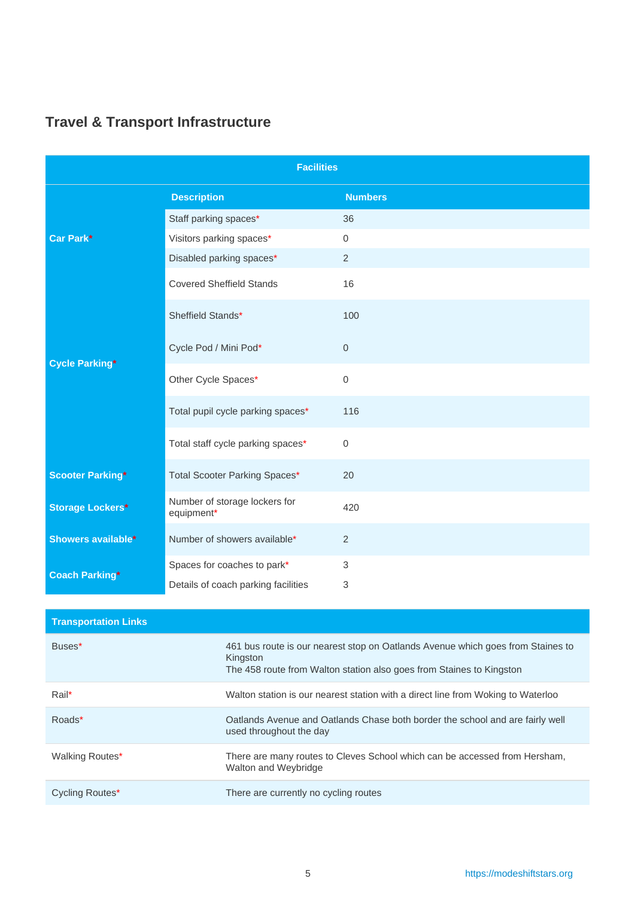## Travel & Transport Infrastructure

| Facilities | | |
|---|---|---|
| | **Description** | **Numbers** |
| **Car Park*** | Staff parking spaces* | 36 |
| | Visitors parking spaces* | 0 |
| | Disabled parking spaces* | 2 |
| **Cycle Parking*** | Covered Sheffield Stands | 16 |
| | Sheffield Stands* | 100 |
| | Cycle Pod / Mini Pod* | 0 |
| | Other Cycle Spaces* | 0 |
| | Total pupil cycle parking spaces* | 116 |
| | Total staff cycle parking spaces* | 0 |
| **Scooter Parking*** | Total Scooter Parking Spaces* | 20 |
| **Storage Lockers*** | Number of storage lockers for equipment* | 420 |
| **Showers available*** | Number of showers available* | 2 |
| **Coach Parking*** | Spaces for coaches to park* | 3 |
| | Details of coach parking facilities | 3 |

| Transportation Links | |
|---|---|
| Buses* | 461 bus route is our nearest stop on Oatlands Avenue which goes from Staines to Kingston<br>The 458 route from Walton station also goes from Staines to Kingston |
| Rail* | Walton station is our nearest station with a direct line from Woking to Waterloo |
| Roads* | Oatlands Avenue and Oatlands Chase both border the school and are fairly well used throughout the day |
| Walking Routes* | There are many routes to Cleves School which can be accessed from Hersham, Walton and Weybridge |
| Cycling Routes* | There are currently no cycling routes |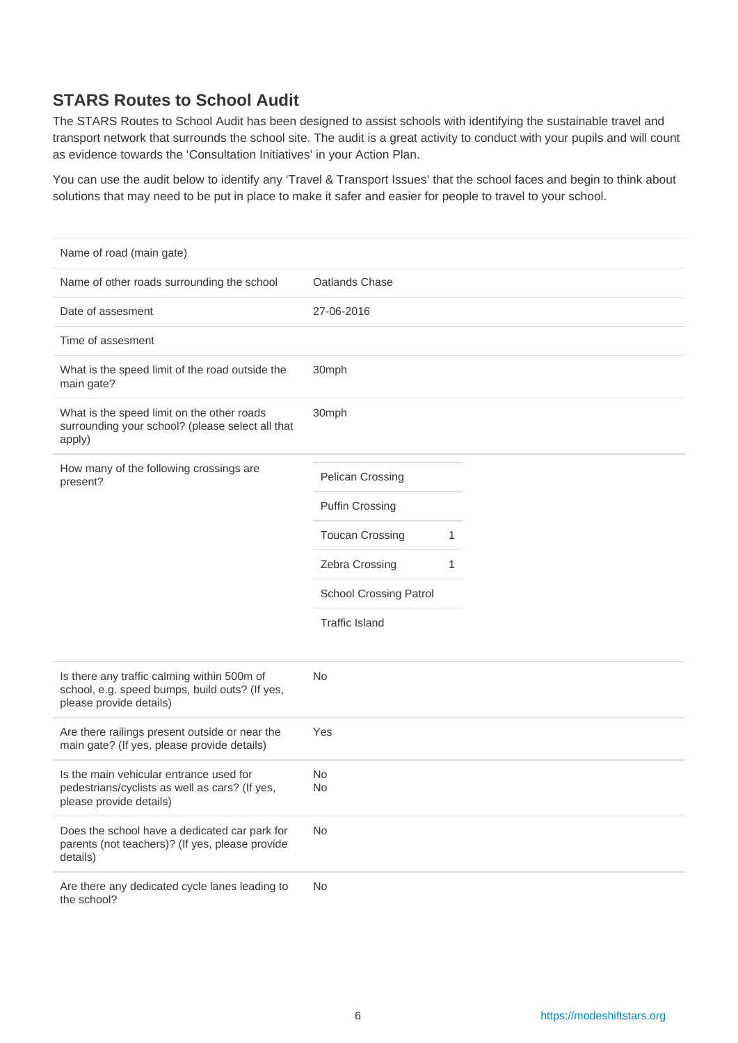## STARS Routes to School Audit

The STARS Routes to School Audit has been designed to assist schools with identifying the sustainable travel and transport network that surrounds the school site. The audit is a great activity to conduct with your pupils and will count as evidence towards the 'Consultation Initiatives' in your Action Plan.

You can use the audit below to identify any 'Travel & Transport Issues' that the school faces and begin to think about solutions that may need to be put in place to make it safer and easier for people to travel to your school.

| | |
|---|---|
| Name of road (main gate) | |
| Name of other roads surrounding the school | Oatlands Chase |
| Date of assesment | 27-06-2016 |
| Time of assesment | |
| What is the speed limit of the road outside the main gate? | 30mph |
| What is the speed limit on the other roads surrounding your school? (please select all that apply) | 30mph |
| How many of the following crossings are present? | Pelican Crossing: <br> Puffin Crossing: <br> Toucan Crossing: 1 <br> Zebra Crossing: 1 <br> School Crossing Patrol: <br> Traffic Island: |
| Is there any traffic calming within 500m of school, e.g. speed bumps, build outs? (If yes, please provide details) | No |
| Are there railings present outside or near the main gate? (If yes, please provide details) | Yes |
| Is the main vehicular entrance used for pedestrians/cyclists as well as cars? (If yes, please provide details) | No <br> No |
| Does the school have a dedicated car park for parents (not teachers)? (If yes, please provide details) | No |
| Are there any dedicated cycle lanes leading to the school? | No |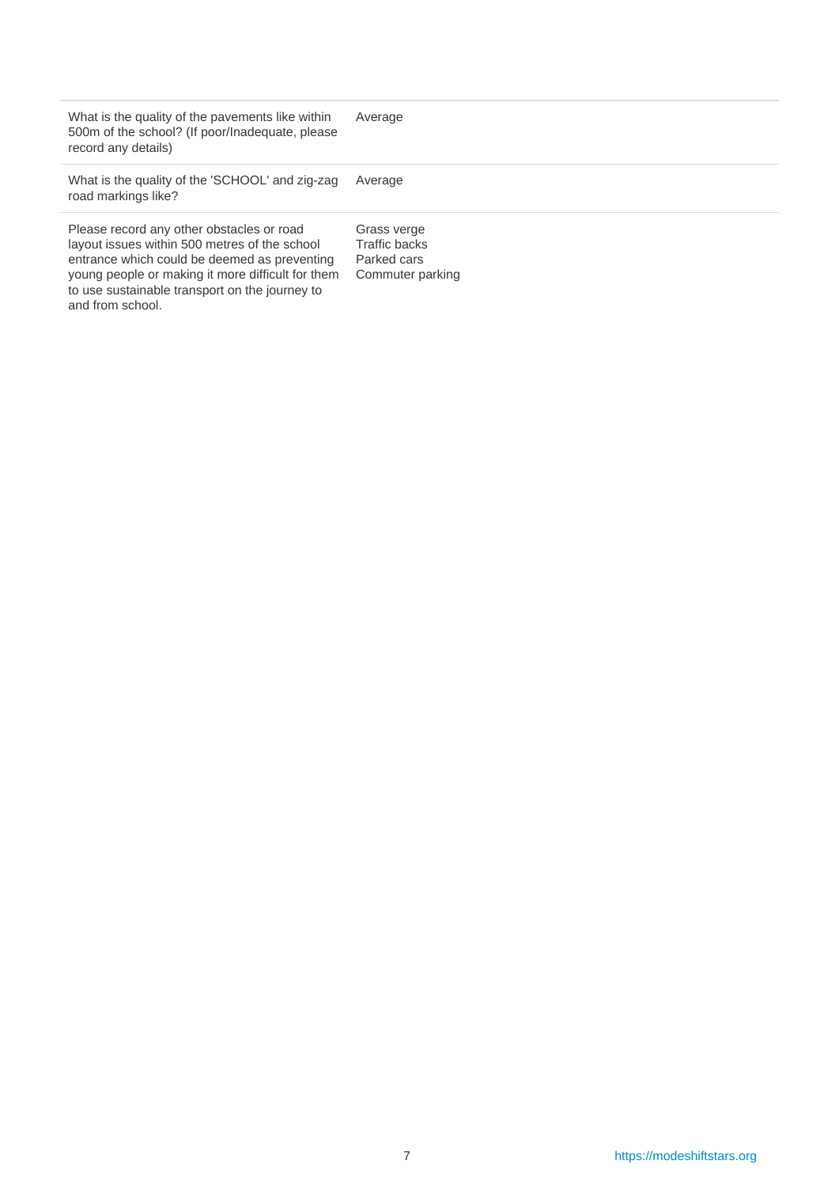| | |
|---|---|
| What is the quality of the pavements like within 500m of the school? (If poor/Inadequate, please record any details) | Average |
| What is the quality of the 'SCHOOL' and zig-zag road markings like? | Average |
| Please record any other obstacles or road layout issues within 500 metres of the school entrance which could be deemed as preventing young people or making it more difficult for them to use sustainable transport on the journey to and from school. | Grass verge<br>Traffic backs<br>Parked cars<br>Commuter parking |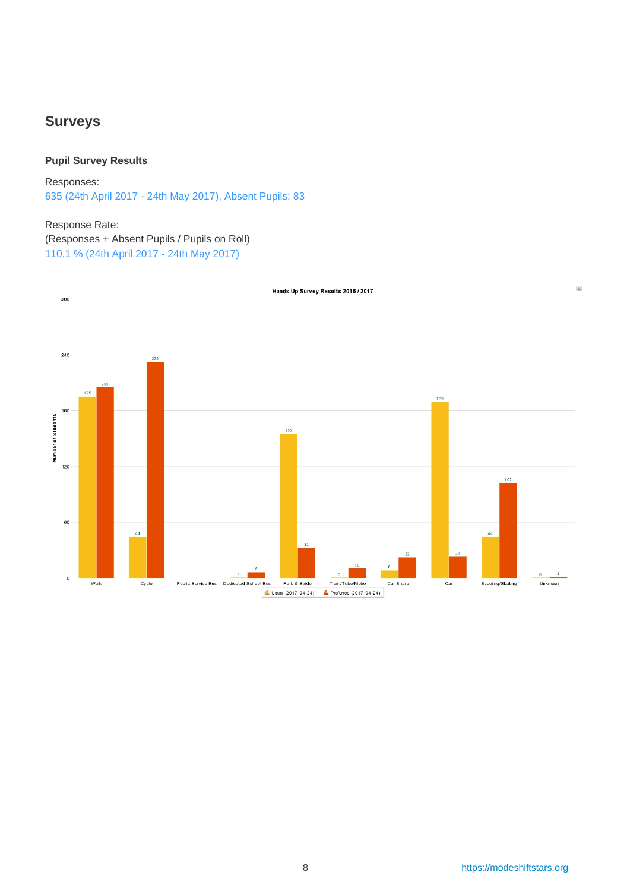## Surveys

### Pupil Survey Results

Responses:
635 (24th April 2017 - 24th May 2017), Absent Pupils: 83

Response Rate:
(Responses + Absent Pupils / Pupils on Roll)
110.1 % (24th April 2017 - 24th May 2017)

Hands Up Survey Results 2016 / 2017

| Mode | Usual (2017-04-24) | Preferred (2017-04-24) |
|---|---|---|
| Walk | 195 | 205 |
| Cycle | 44 | 232 |
| Public Service Bus | | |
| Dedicated School Bus | 0 | 6 |
| Park & Stride | 155 | 32 |
| Train/Tube/Metro | 0 | 10 |
| Car Share | 8 | 22 |
| Car | 189 | 23 |
| Scooting/Skating | 44 | 102 |
| Unknown | 0 | 1 |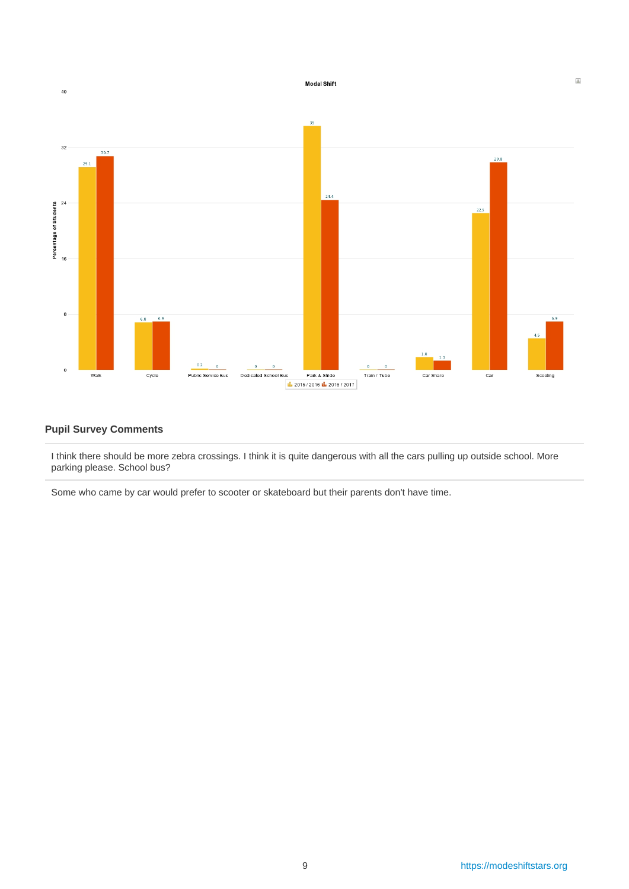**Modal Shift**

| Mode | 2015 / 2016 | 2016 / 2017 |
| --- | --- | --- |
| Walk | 29.1 | 30.7 |
| Cycle | 6.8 | 6.9 |
| Public Service Bus | 0.2 | 0 |
| Dedicated School Bus | 0 | 0 |
| Park & Stride | 35 | 24.4 |
| Train / Tube | 0 | 0 |
| Car Share | 1.8 | 1.3 |
| Car | 22.5 | 29.8 |
| Scooting | 4.5 | 6.9 |

### Pupil Survey Comments

I think there should be more zebra crossings. I think it is quite dangerous with all the cars pulling up outside school. More parking please. School bus?

Some who came by car would prefer to scooter or skateboard but their parents don't have time.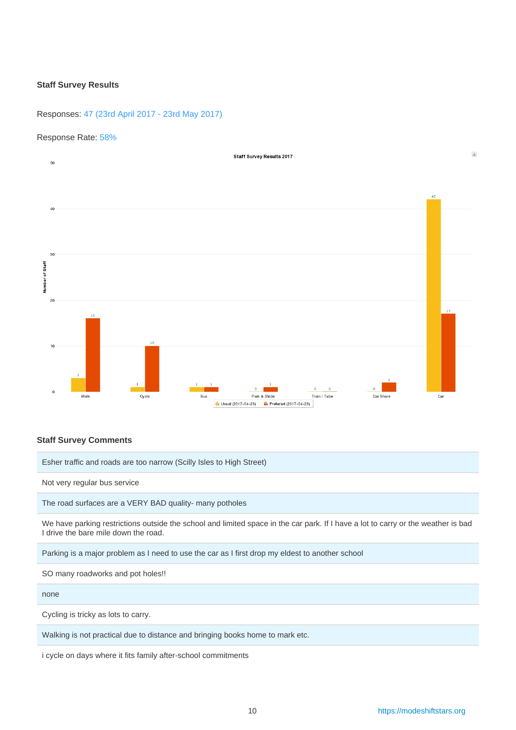### Staff Survey Results

Responses: 47 (23rd April 2017 - 23rd May 2017)

Response Rate: 58%

**Staff Survey Results 2017**

| Mode | Usual (2017-04-23) | Preferred (2017-04-23) |
|---|---|---|
| Walk | 3 | 16 |
| Cycle | 1 | 10 |
| Bus | 1 | 1 |
| Park & Stride | 0 | 1 |
| Train / Tube | 0 | 0 |
| Car Share | 0 | 2 |
| Car | 42 | 17 |

### Staff Survey Comments

- Esher traffic and roads are too narrow (Scilly Isles to High Street)
- Not very regular bus service
- The road surfaces are a VERY BAD quality- many potholes
- We have parking restrictions outside the school and limited space in the car park. If I have a lot to carry or the weather is bad I drive the bare mile down the road.
- Parking is a major problem as I need to use the car as I first drop my eldest to another school
- SO many roadworks and pot holes!!
- none
- Cycling is tricky as lots to carry.
- Walking is not practical due to distance and bringing books home to mark etc.
- i cycle on days where it fits family after-school commitments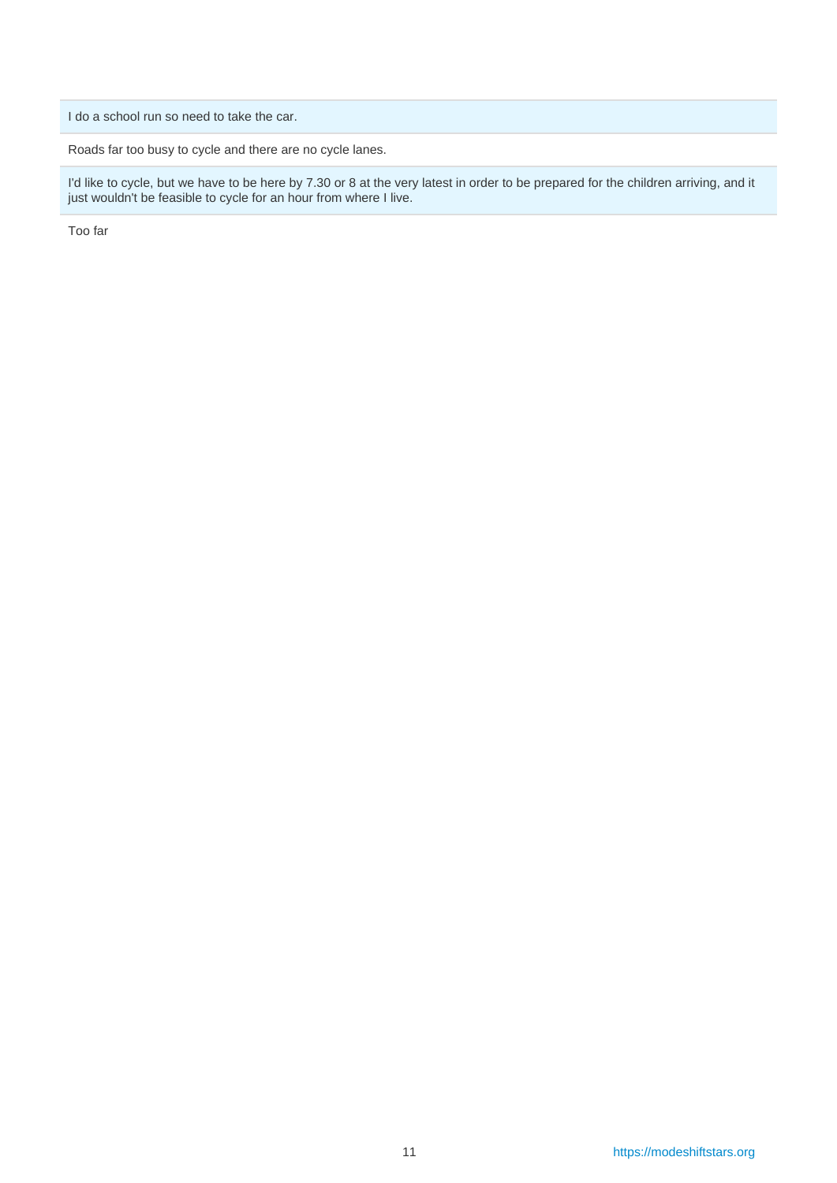I do a school run so need to take the car.

Roads far too busy to cycle and there are no cycle lanes.

I'd like to cycle, but we have to be here by 7.30 or 8 at the very latest in order to be prepared for the children arriving, and it just wouldn't be feasible to cycle for an hour from where I live.

Too far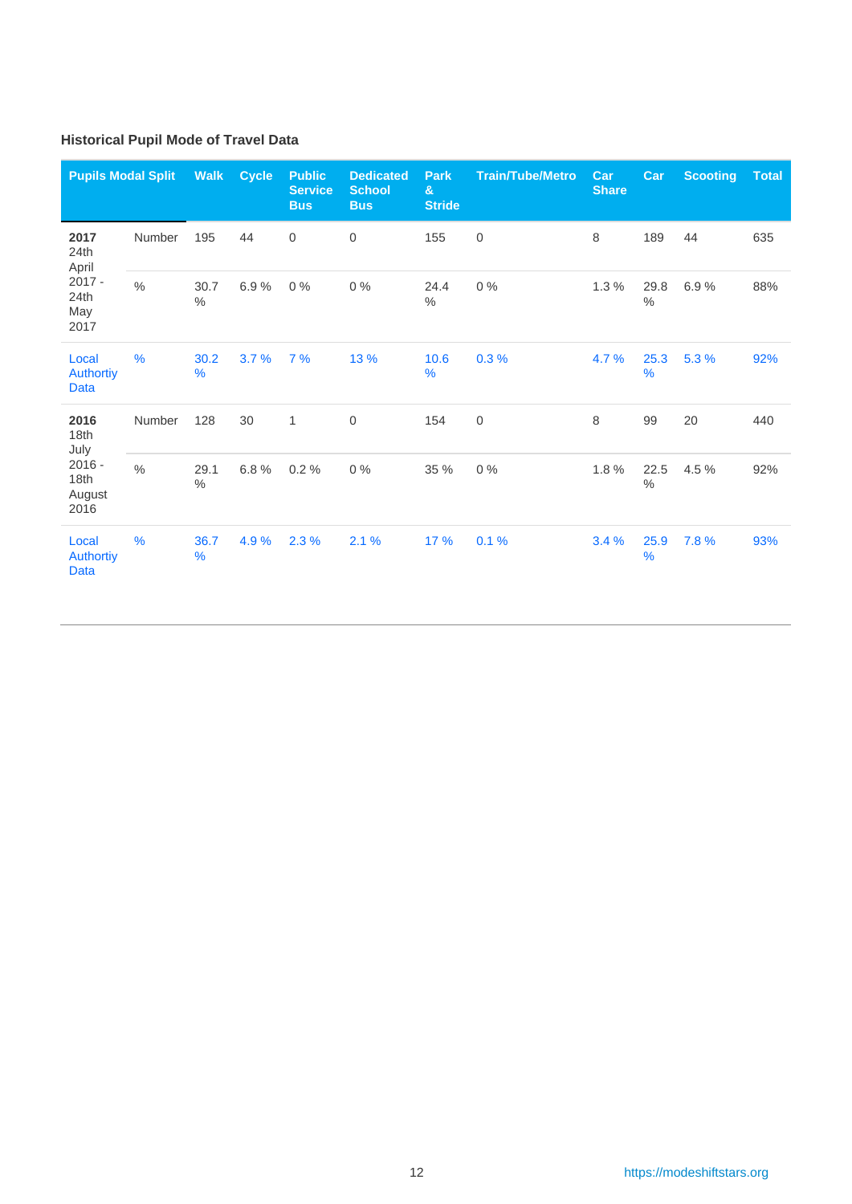### Historical Pupil Mode of Travel Data

| Pupils Modal Split | | Walk | Cycle | Public Service Bus | Dedicated School Bus | Park & Stride | Train/Tube/Metro | Car Share | Car | Scooting | Total |
|---|---|---|---|---|---|---|---|---|---|---|---|
| **2017** 24th April 2017 - 24th May 2017 | Number | 195 | 44 | 0 | 0 | 155 | 0 | 8 | 189 | 44 | 635 |
| | % | 30.7 % | 6.9 % | 0 % | 0 % | 24.4 % | 0 % | 1.3 % | 29.8 % | 6.9 % | 88% |
| Local Authortiy Data | % | 30.2 % | 3.7 % | 7 % | 13 % | 10.6 % | 0.3 % | 4.7 % | 25.3 % | 5.3 % | 92% |
| **2016** 18th July 2016 - 18th August 2016 | Number | 128 | 30 | 1 | 0 | 154 | 0 | 8 | 99 | 20 | 440 |
| | % | 29.1 % | 6.8 % | 0.2 % | 0 % | 35 % | 0 % | 1.8 % | 22.5 % | 4.5 % | 92% |
| Local Authortiy Data | % | 36.7 % | 4.9 % | 2.3 % | 2.1 % | 17 % | 0.1 % | 3.4 % | 25.9 % | 7.8 % | 93% |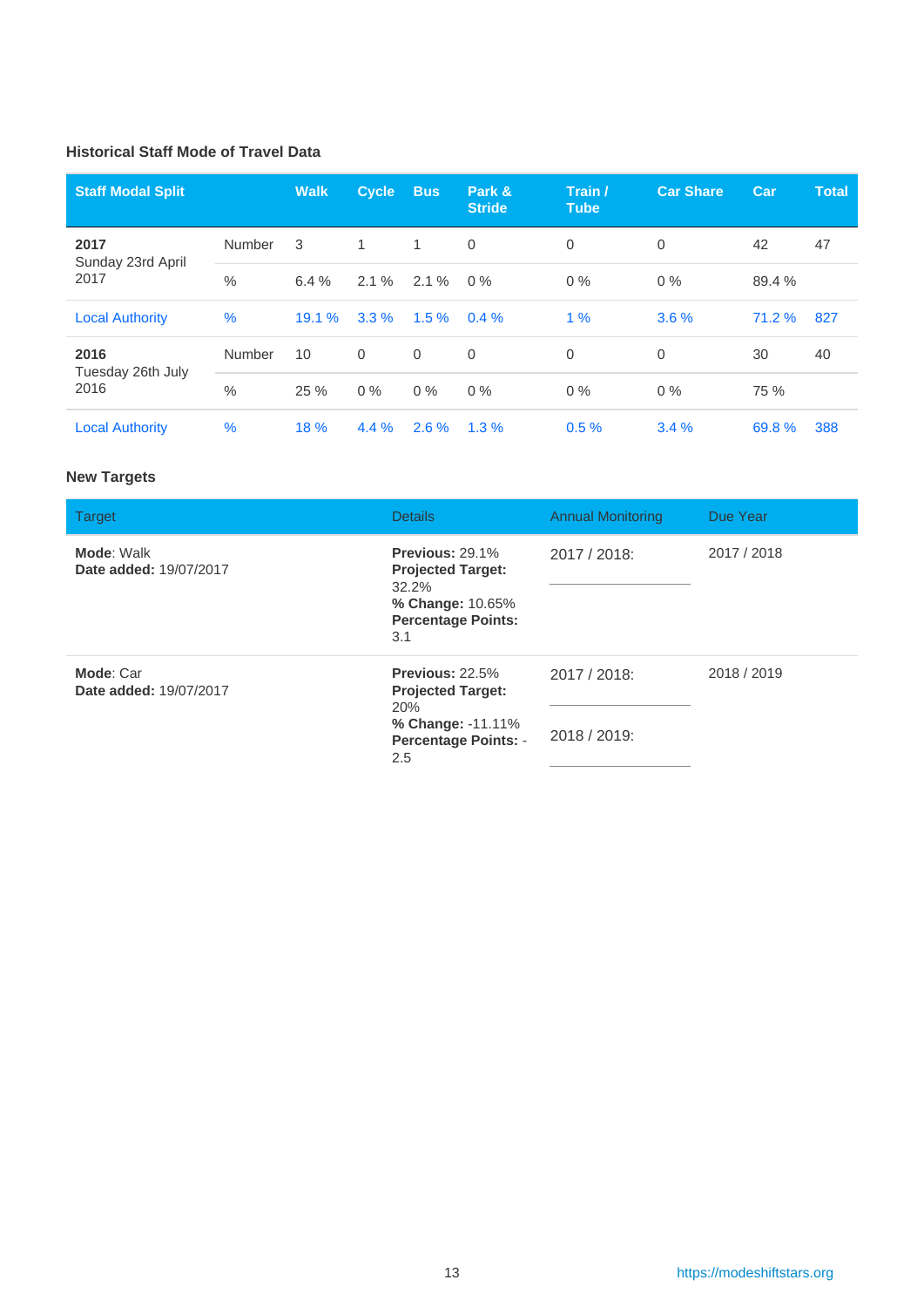### Historical Staff Mode of Travel Data

| Staff Modal Split | | Walk | Cycle | Bus | Park & Stride | Train / Tube | Car Share | Car | Total |
|---|---|---|---|---|---|---|---|---|---|
| **2017** Sunday 23rd April 2017 | Number | 3 | 1 | 1 | 0 | 0 | 0 | 42 | 47 |
| | % | 6.4 % | 2.1 % | 2.1 % | 0 % | 0 % | 0 % | 89.4 % | |
| Local Authority | % | 19.1 % | 3.3 % | 1.5 % | 0.4 % | 1 % | 3.6 % | 71.2 % | 827 |
| **2016** Tuesday 26th July 2016 | Number | 10 | 0 | 0 | 0 | 0 | 0 | 30 | 40 |
| | % | 25 % | 0 % | 0 % | 0 % | 0 % | 0 % | 75 % | |
| Local Authority | % | 18 % | 4.4 % | 2.6 % | 1.3 % | 0.5 % | 3.4 % | 69.8 % | 388 |

### New Targets

| Target | Details | Annual Monitoring | Due Year |
|---|---|---|---|
| **Mode**: Walk<br>**Date added:** 19/07/2017 | **Previous:** 29.1%<br>**Projected Target:** 32.2%<br>**% Change:** 10.65%<br>**Percentage Points:** 3.1 | 2017 / 2018: | 2017 / 2018 |
| **Mode**: Car<br>**Date added:** 19/07/2017 | **Previous:** 22.5%<br>**Projected Target:** 20%<br>**% Change:** -11.11%<br>**Percentage Points:** -2.5 | 2017 / 2018:<br>2018 / 2019: | 2018 / 2019 |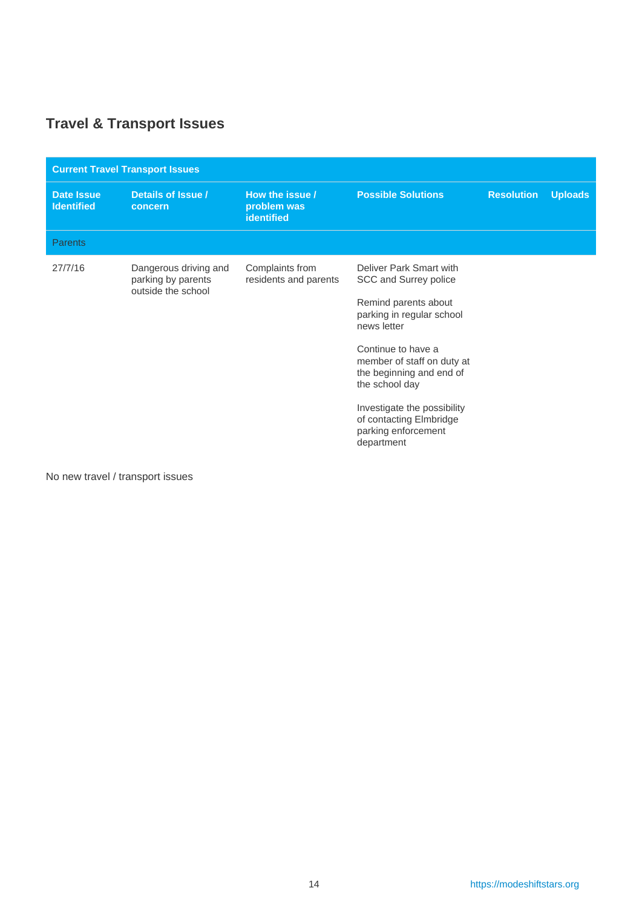## Travel & Transport Issues

| Current Travel Transport Issues | | | | | |
|---|---|---|---|---|---|
| **Date Issue Identified** | **Details of Issue / concern** | **How the issue / problem was identified** | **Possible Solutions** | **Resolution** | **Uploads** |
| Parents | | | | | |
| 27/7/16 | Dangerous driving and parking by parents outside the school | Complaints from residents and parents | Deliver Park Smart with SCC and Surrey police<br><br>Remind parents about parking in regular school news letter<br><br>Continue to have a member of staff on duty at the beginning and end of the school day<br><br>Investigate the possibility of contacting Elmbridge parking enforcement department | | |

No new travel / transport issues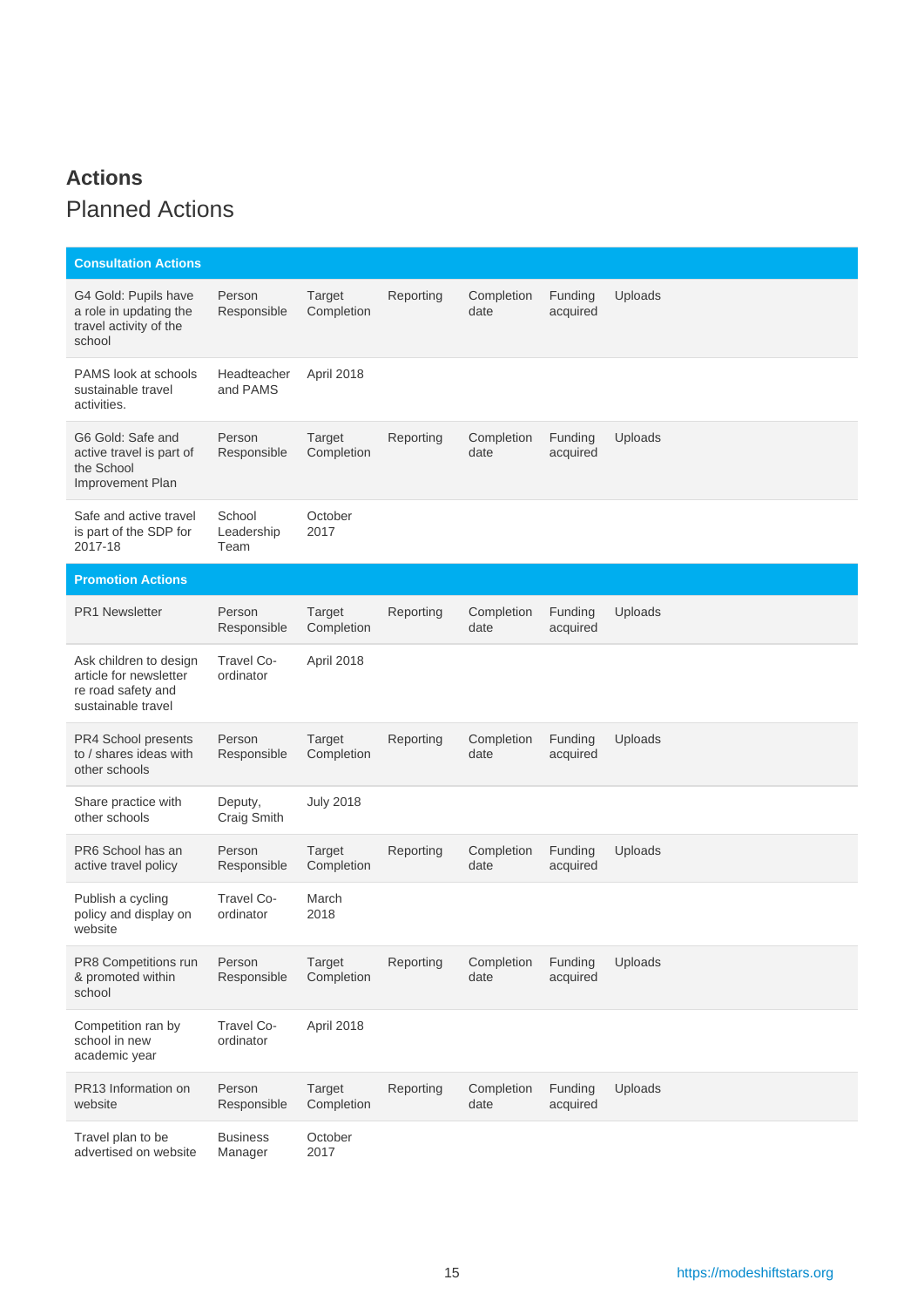# Actions

## Planned Actions

| Consultation Actions | | | | | | |
|---|---|---|---|---|---|---|
| G4 Gold: Pupils have a role in updating the travel activity of the school | Person Responsible | Target Completion | Reporting | Completion date | Funding acquired | Uploads |
| PAMS look at schools sustainable travel activities. | Headteacher and PAMS | April 2018 | | | | |
| G6 Gold: Safe and active travel is part of the School Improvement Plan | Person Responsible | Target Completion | Reporting | Completion date | Funding acquired | Uploads |
| Safe and active travel is part of the SDP for 2017-18 | School Leadership Team | October 2017 | | | | |

| Promotion Actions | | | | | | |
|---|---|---|---|---|---|---|
| PR1 Newsletter | Person Responsible | Target Completion | Reporting | Completion date | Funding acquired | Uploads |
| Ask children to design article for newsletter re road safety and sustainable travel | Travel Co-ordinator | April 2018 | | | | |
| PR4 School presents to / shares ideas with other schools | Person Responsible | Target Completion | Reporting | Completion date | Funding acquired | Uploads |
| Share practice with other schools | Deputy, Craig Smith | July 2018 | | | | |
| PR6 School has an active travel policy | Person Responsible | Target Completion | Reporting | Completion date | Funding acquired | Uploads |
| Publish a cycling policy and display on website | Travel Co-ordinator | March 2018 | | | | |
| PR8 Competitions run & promoted within school | Person Responsible | Target Completion | Reporting | Completion date | Funding acquired | Uploads |
| Competition ran by school in new academic year | Travel Co-ordinator | April 2018 | | | | |
| PR13 Information on website | Person Responsible | Target Completion | Reporting | Completion date | Funding acquired | Uploads |
| Travel plan to be advertised on website | Business Manager | October 2017 | | | | |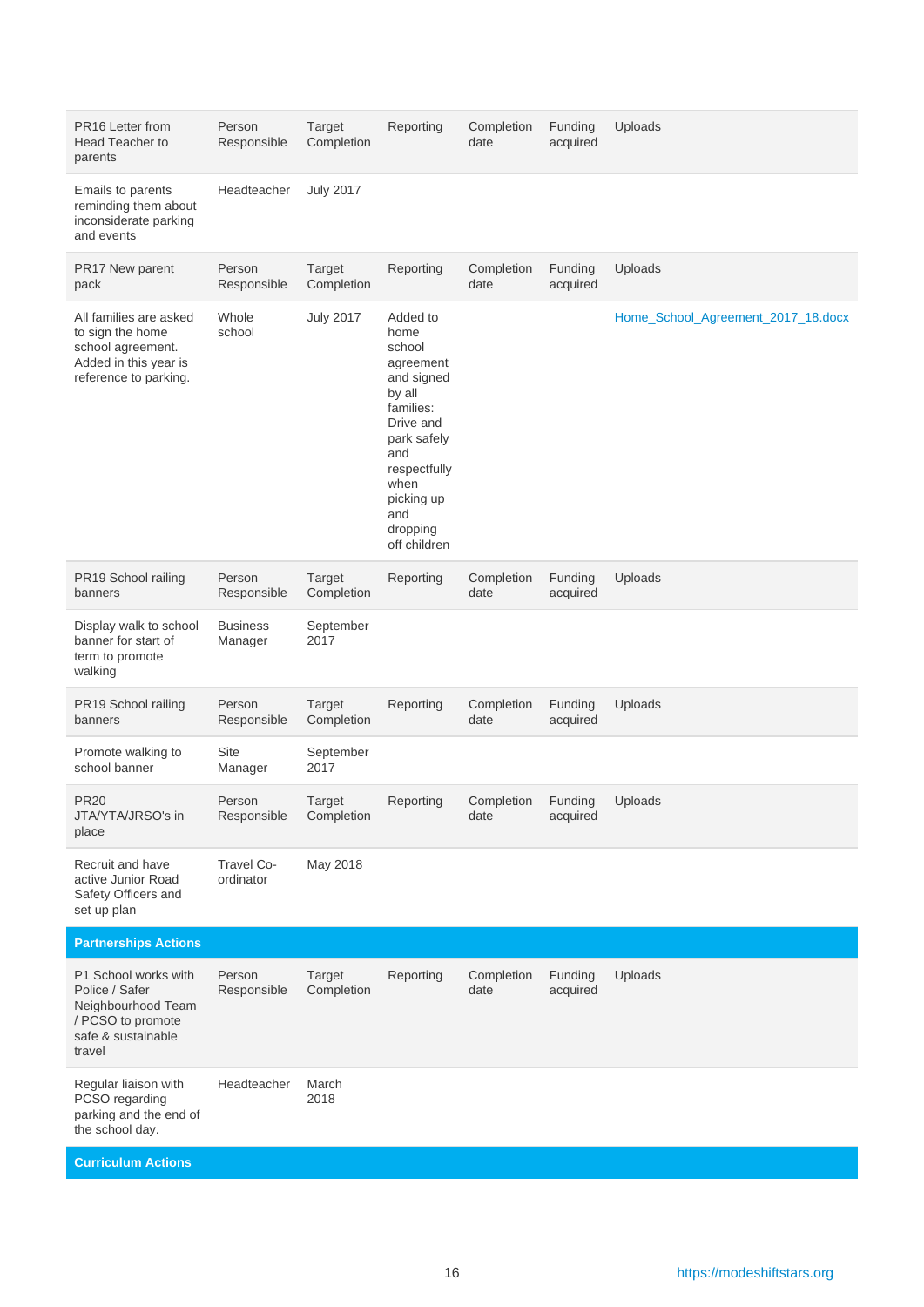| PR16 Letter from Head Teacher to parents | Person Responsible | Target Completion | Reporting | Completion date | Funding acquired | Uploads |
|---|---|---|---|---|---|---|
| Emails to parents reminding them about inconsiderate parking and events | Headteacher | July 2017 | | | | |

| PR17 New parent pack | Person Responsible | Target Completion | Reporting | Completion date | Funding acquired | Uploads |
|---|---|---|---|---|---|---|
| All families are asked to sign the home school agreement. Added in this year is reference to parking. | Whole school | July 2017 | Added to home school agreement and signed by all families: Drive and park safely and respectfully when picking up and dropping off children | | | Home_School_Agreement_2017_18.docx |

| PR19 School railing banners | Person Responsible | Target Completion | Reporting | Completion date | Funding acquired | Uploads |
|---|---|---|---|---|---|---|
| Display walk to school banner for start of term to promote walking | Business Manager | September 2017 | | | | |

| PR19 School railing banners | Person Responsible | Target Completion | Reporting | Completion date | Funding acquired | Uploads |
|---|---|---|---|---|---|---|
| Promote walking to school banner | Site Manager | September 2017 | | | | |

| PR20 JTA/YTA/JRSO's in place | Person Responsible | Target Completion | Reporting | Completion date | Funding acquired | Uploads |
|---|---|---|---|---|---|---|
| Recruit and have active Junior Road Safety Officers and set up plan | Travel Co-ordinator | May 2018 | | | | |

**Partnerships Actions**

| P1 School works with Police / Safer Neighbourhood Team / PCSO to promote safe & sustainable travel | Person Responsible | Target Completion | Reporting | Completion date | Funding acquired | Uploads |
|---|---|---|---|---|---|---|
| Regular liaison with PCSO regarding parking and the end of the school day. | Headteacher | March 2018 | | | | |

**Curriculum Actions**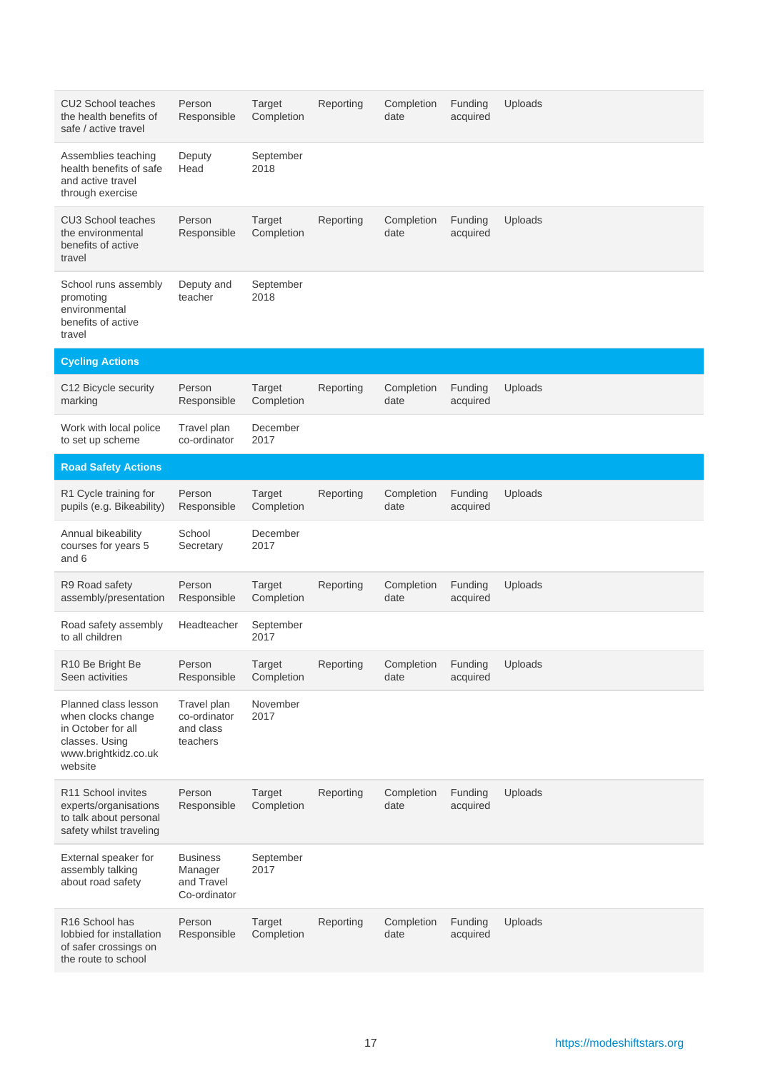| CU2 School teaches the health benefits of safe / active travel | Person Responsible | Target Completion | Reporting | Completion date | Funding acquired | Uploads |
|---|---|---|---|---|---|---|
| Assemblies teaching health benefits of safe and active travel through exercise | Deputy Head | September 2018 | | | | |
| CU3 School teaches the environmental benefits of active travel | Person Responsible | Target Completion | Reporting | Completion date | Funding acquired | Uploads |
| School runs assembly promoting environmental benefits of active travel | Deputy and teacher | September 2018 | | | | |
| **Cycling Actions** | | | | | | |
| C12 Bicycle security marking | Person Responsible | Target Completion | Reporting | Completion date | Funding acquired | Uploads |
| Work with local police to set up scheme | Travel plan co-ordinator | December 2017 | | | | |
| **Road Safety Actions** | | | | | | |
| R1 Cycle training for pupils (e.g. Bikeability) | Person Responsible | Target Completion | Reporting | Completion date | Funding acquired | Uploads |
| Annual bikeability courses for years 5 and 6 | School Secretary | December 2017 | | | | |
| R9 Road safety assembly/presentation | Person Responsible | Target Completion | Reporting | Completion date | Funding acquired | Uploads |
| Road safety assembly to all children | Headteacher | September 2017 | | | | |
| R10 Be Bright Be Seen activities | Person Responsible | Target Completion | Reporting | Completion date | Funding acquired | Uploads |
| Planned class lesson when clocks change in October for all classes. Using www.brightkidz.co.uk website | Travel plan co-ordinator and class teachers | November 2017 | | | | |
| R11 School invites experts/organisations to talk about personal safety whilst traveling | Person Responsible | Target Completion | Reporting | Completion date | Funding acquired | Uploads |
| External speaker for assembly talking about road safety | Business Manager and Travel Co-ordinator | September 2017 | | | | |
| R16 School has lobbied for installation of safer crossings on the route to school | Person Responsible | Target Completion | Reporting | Completion date | Funding acquired | Uploads |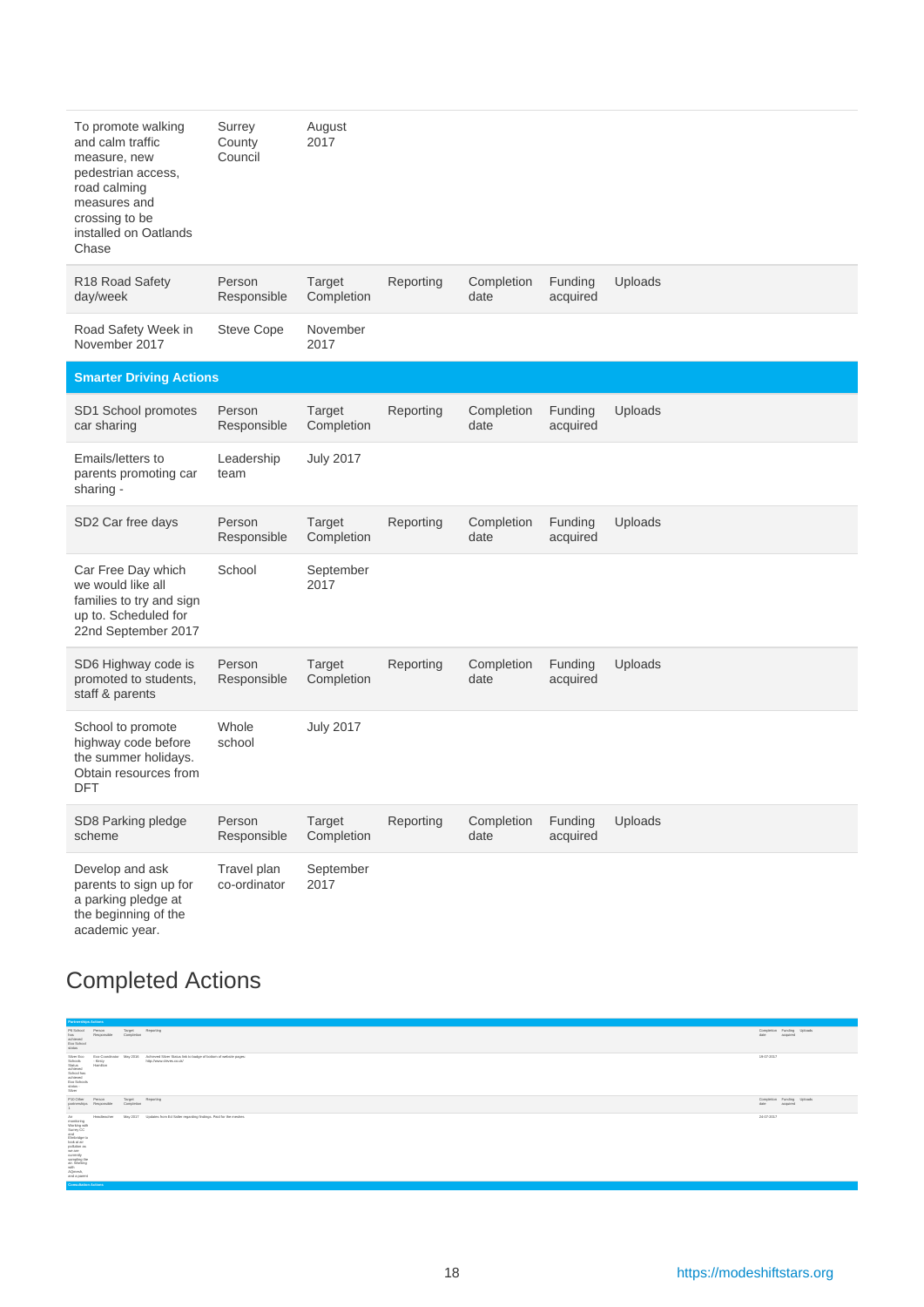| | | | | | | |
|---|---|---|---|---|---|---|
| To promote walking and calm traffic measure, new pedestrian access, road calming measures and crossing to be installed on Oatlands Chase | Surrey County Council | August 2017 | | | | |
| R18 Road Safety day/week | Person Responsible | Target Completion | Reporting | Completion date | Funding acquired | Uploads |
| Road Safety Week in November 2017 | Steve Cope | November 2017 | | | | |
| **Smarter Driving Actions** | | | | | | |
| SD1 School promotes car sharing | Person Responsible | Target Completion | Reporting | Completion date | Funding acquired | Uploads |
| Emails/letters to parents promoting car sharing - | Leadership team | July 2017 | | | | |
| SD2 Car free days | Person Responsible | Target Completion | Reporting | Completion date | Funding acquired | Uploads |
| Car Free Day which we would like all families to try and sign up to. Scheduled for 22nd September 2017 | School | September 2017 | | | | |
| SD6 Highway code is promoted to students, staff & parents | Person Responsible | Target Completion | Reporting | Completion date | Funding acquired | Uploads |
| School to promote highway code before the summer holidays. Obtain resources from DFT | Whole school | July 2017 | | | | |
| SD8 Parking pledge scheme | Person Responsible | Target Completion | Reporting | Completion date | Funding acquired | Uploads |
| Develop and ask parents to sign up for a parking pledge at the beginning of the academic year. | Travel plan co-ordinator | September 2017 | | | | |

## Completed Actions

| | | | | | | |
|---|---|---|---|---|---|---|
| **Partnerships Actions** | | | | | | |
| P6 School has achieved Eco School status | Person Responsible | Target Completion | Reporting | Completion date | Funding acquired | Uploads |
| Silver Eco Schools Status achieved School has achieved Eco Schools status Silver | Eco Coordinator - Kirsty Hamilton | May 2016 | Achieved Silver Status link to badge at bottom of website pages. http://www.thews.co.uk/ | 18-07-2017 | | |
| P10 Other partnerships 1 | Person Responsible | Target Completion | Reporting | Completion date | Funding acquired | Uploads |
| Air monitoring Working with Surrey CC and Elmbridge to look at air pollution as we are currently sampling the air. Working with SQuirrels and a parent | Headteacher | May 2017 | Updates from Ed Seller regarding findings. Paid for the monitor. | 24-07-2017 | | |
| **Consultation Actions** | | | | | | |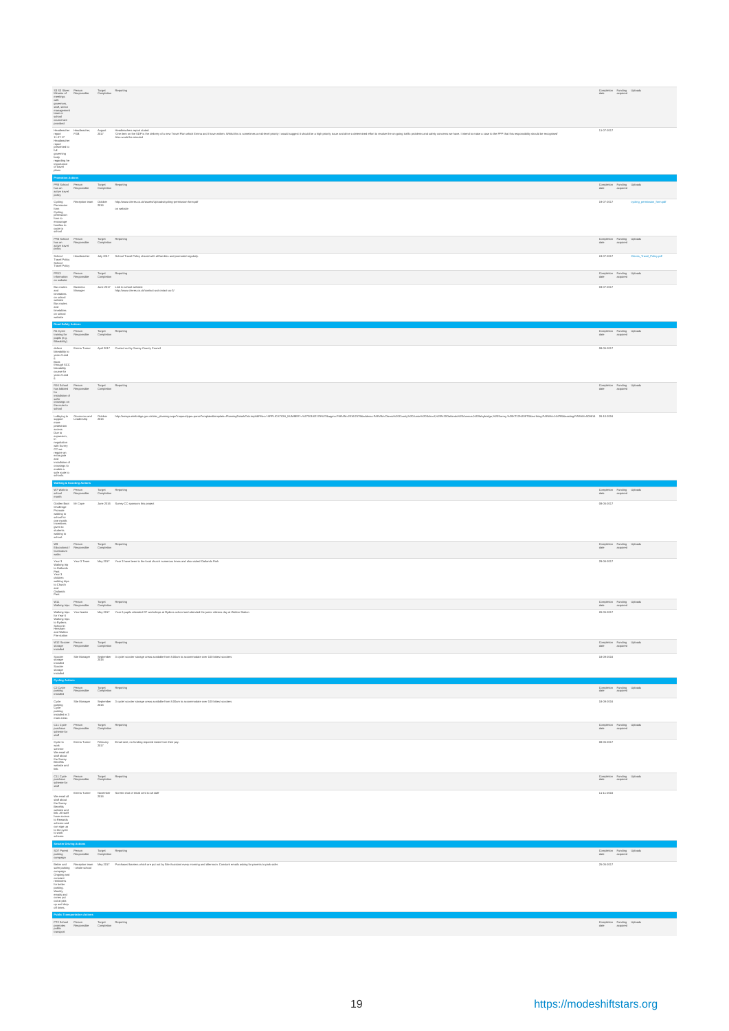| S3 S3 Share Minutes of meetings with governors, staff, senior management team or school council are provided | Person Responsible | Target Completion | Reporting | Completion date | Funding acquired | Uploads |
|---|---|---|---|---|---|---|
| Headteacher report 11.07.17 Headteacher report presented to full governing body regarding he importance of travel plans | Headteacher FGB | August 2017 | Headteachers report stated: 'One item on the SDP is the delivery of a new Travel Plan which Emma and I have written. Whilst this is sometimes a mid-level priority I would suggest it should be a high priority issue and drive a determined effort to resolve the on-going traffic problems and safety concerns we have. I intend to make a case to the PFP that this responsibility should be recognised. Also would be minuted | 11-07-2017 | | |

**Promotion Actions**

| PR6 School has an active travel policy | Person Responsible | Target Completion | Reporting | Completion date | Funding acquired | Uploads |
|---|---|---|---|---|---|---|
| Cycling Permission Form Cycling permission form to encourage families to cycle to school | Reception team | October 2016 | http://www.cleves.co.uk/assets/Uploads/cycling-permission-form.pdf on website | 19-07-2017 | | cycling_permission_form.pdf |

| PR6 School has an active travel policy | Person Responsible | Target Completion | Reporting | Completion date | Funding acquired | Uploads |
|---|---|---|---|---|---|---|
| School Travel Policy School Travel Policy | Headteacher | July 2017 | School Travel Policy shared with all families and promoted regularly. | 24-07-2017 | | Cleves_Travel_Policy.pdf |

| PR13 Information on website | Person Responsible | Target Completion | Reporting | Completion date | Funding acquired | Uploads |
|---|---|---|---|---|---|---|
| Bus routes and timetables on school website Bus routes and timetables on school website | Business Manager | June 2017 | Link to school website http://www.cleves.co.uk/contact-and-contact-us-3/ | 03-07-2017 | | |

**Road Safety Actions**

| R1 Cycle training for pupils (e.g. Bikeability) | Person Responsible | Target Completion | Reporting | Completion date | Funding acquired | Uploads |
|---|---|---|---|---|---|---|
| deliver bikeability to years 5 and 6 Book through SCC bikeability course for years 5 and 6 | Emma Tuner | April 2017 | Carried out by Surrey County Council | 08-06-2017 | | |

| R16 School has lobbied for installation of safer crossings on the route to school | Person Responsible | Target Completion | Reporting | Completion date | Funding acquired | Uploads |
|---|---|---|---|---|---|---|
| Lobbying to support more pedestrian access Due to expansion, in negotiation with Surrey CC we require an extra gate and installation of crossings to enable a safe route to schools. | Governors and Leadership | October 2016 | http://eapps.elmbridge.gov.uk/doc_planning-espa?requestType=parseTemplate&template=PlanningDetailsTab.tmpl&Filter=^APPLICATION_NUMBER^=%272016/0179%27&appno=PARAM=2016/0179&address-PARAM=Cleves%20County%20Junior%20School,%20%20Oatlands%20Avenue,%20Weybridge,%20Surrey,%20KT13%209TS&backURL=PARAM-1%26Birtasktag-PARAM-&%2914 | 20-10-2016 | | |

**Walking & Scooting Actions**

| W7 Walk to school month | Person Responsible | Target Completion | Reporting | Completion date | Funding acquired | Uploads |
|---|---|---|---|---|---|---|
| Golden Boot Challenge Promote walking to school for one month Incentives given to students walking to school. | Mr Cope | June 2016 | Surrey CC sponsors this project | 08-06-2017 | | |

| W8 Educational / Curriculum walks | Person Responsible | Target Completion | Reporting | Completion date | Funding acquired | Uploads |
|---|---|---|---|---|---|---|
| Year 3 Walking trip to Oatlands Park Year 1 children walking trips to Church and Oatlands Park | Year 3 Team | May 2017 | Year 3 have been to the local church numerous times and also visited Oatlands Park | 29-06-2017 | | |

| W11 Walking trips | Person Responsible | Target Completion | Reporting | Completion date | Funding acquired | Uploads |
|---|---|---|---|---|---|---|
| Walking trips for Year 6 Walking trips to Rydens School in Hersham and Walton Fire station | Year leader | May 2017 | Year 6 pupils attended DT workshops at Rydens school and attended the junior citizens day at Walton Station | 28-06-2017 | | |

| W12 Scooter storage installed | Person Responsible | Target Completion | Reporting | Completion date | Funding acquired | Uploads |
|---|---|---|---|---|---|---|
| Scooter storage installed Scooter storage installed | Site Manager | September 2016 | 3 cycle/ scooter storage areas available from 8.00am to accommodate over 100 bikes/ scooters | 18-09-2016 | | |

**Cycling Actions**

| C2 Cycle parking installed | Person Responsible | Target Completion | Reporting | Completion date | Funding acquired | Uploads |
|---|---|---|---|---|---|---|
| Cycle parking Cycle parking installed in 3 main areas | Site Manager | September 2016 | 3 cycle/ scooter storage areas available from 8.00am to accommodate over 100 bikes/ scooters | 18-09-2016 | | |

| C11 Cycle purchase scheme for staff | Person Responsible | Target Completion | Reporting | Completion date | Funding acquired | Uploads |
|---|---|---|---|---|---|---|
| Cycle to work scheme We email all staff about the Surrey Benefits website and link. | Emma Tuner | February 2017 | Email sent, no funding required taken from their pay. | 08-06-2017 | | |

| C11 Cycle purchase scheme for staff | Person Responsible | Target Completion | Reporting | Completion date | Funding acquired | Uploads |
|---|---|---|---|---|---|---|
| We email all staff about the Surrey Benefits website and link. All staff have access to Rewards scheme and can sign up to the cycle to work scheme | Emma Tuner | November 2016 | Screen shot of email sent to all staff | 11-11-2016 | | |

**Smarter Driving Actions**

| SD7 Parent parking campaign | Person Responsible | Target Completion | Reporting | Completion date | Funding acquired | Uploads |
|---|---|---|---|---|---|---|
| Better and safer parking campaign Ongoing and constant reminders for better parking. Weekly emails and cones put out at pick up and drop off times. | Reception team - whole school | May 2017 | Purchased barriers which are put out by Site Assistant every morning and afternoon. Constant emails asking for parents to park safer. | 20-06-2017 | | |

**Public Transportation Actions**

| PT2 School promotes public transport | Person Responsible | Target Completion | Reporting | Completion date | Funding acquired | Uploads |
|---|---|---|---|---|---|---|

https://modeshiftstars.org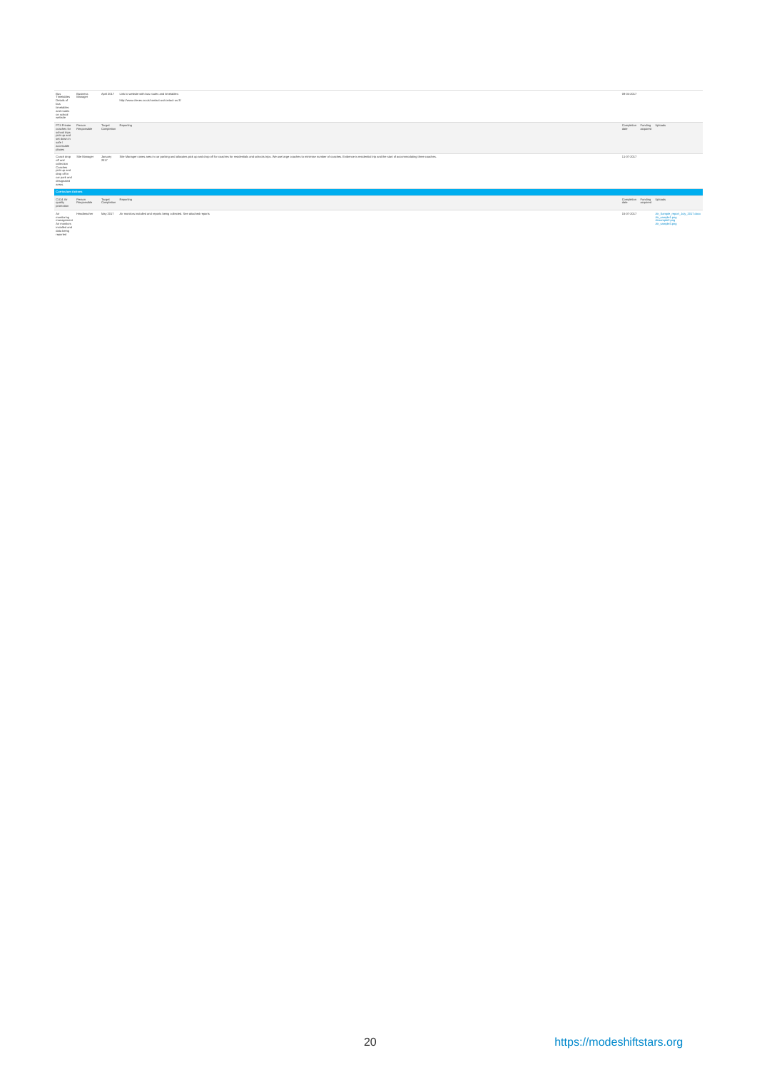| | | | | | | |
|---|---|---|---|---|---|---|
| Bus Timetables: Details of bus timetables and routes on school website | Business Manager | April 2017 | Link to website with bus routes and timetables<br><br>http://www.bevlo.co.uk/contact-and-school-us.0/ | 08-04-2017 | | |
| PTS Private coaches for school trips pick up and set down in safe / accessible places | Person Responsible | Target Completion | Reporting | Completion date | Funding acquired | Uploads |
| Coach drop off and collection: Coaches pick up and drop off in car park and designated areas | Site Manager | January 2017 | Site Manager cones area in car parking and allocates pick up and drop off for coaches for residentials and schools trips. We use large coaches to minimise number of coaches. Evidence is residential trip and the start of accommodating three coaches. | 11-07-2017 | | |

**Curriculum Actions**

| CU14 Air quality promotion | Person Responsible | Target Completion | Reporting | Completion date | Funding acquired | Uploads |
|---|---|---|---|---|---|---|
| Air monitoring management: Air monitors installed and data being reported | Headteacher | May 2017 | Air monitors installed and reports being collected. See attached reports | 19-07-2017 | | Air_Sample_report_July_2017.docx<br>Air_sample1.png<br>Airsample2.png<br>Air_sample3.png |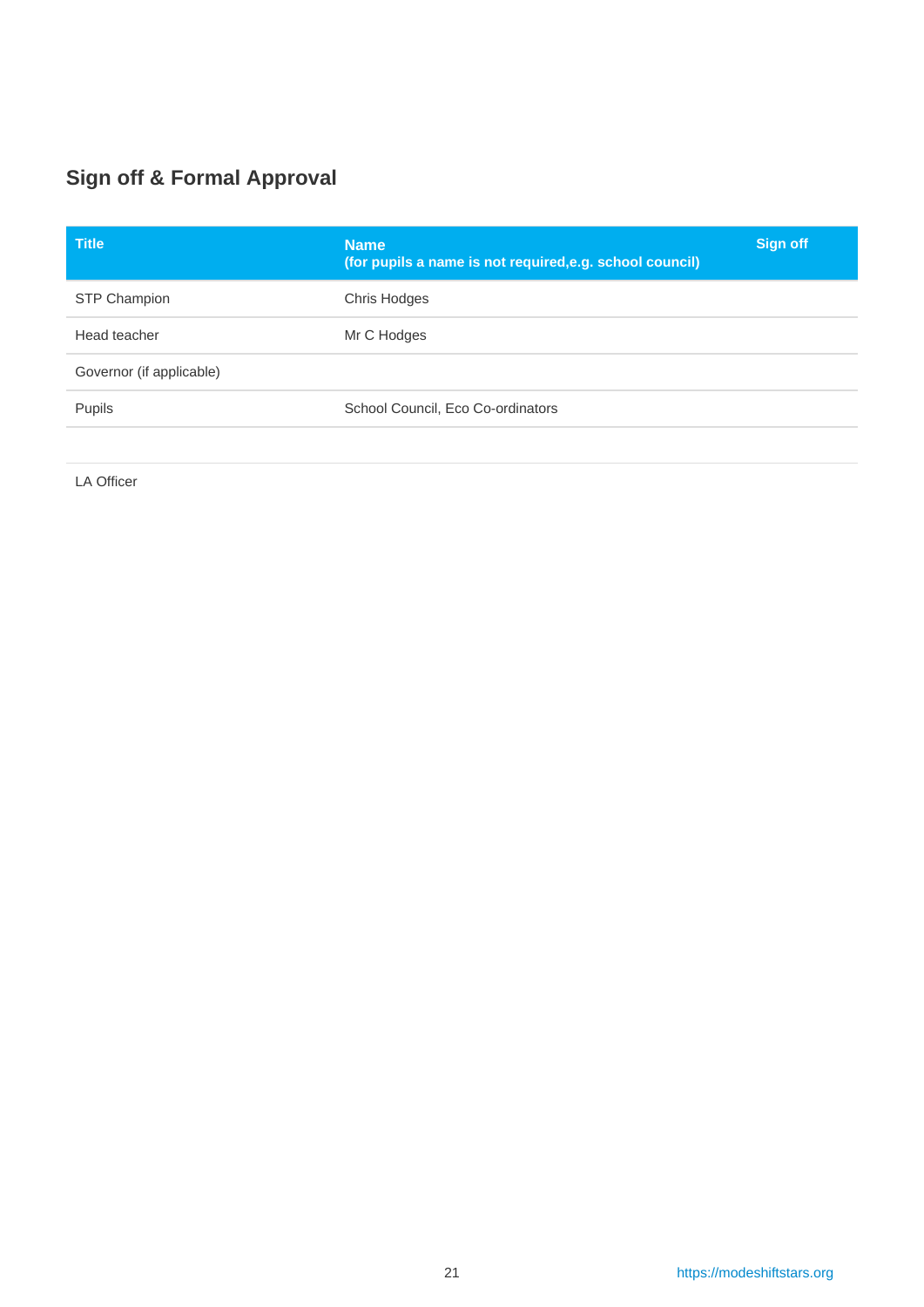## Sign off & Formal Approval

| Title | Name<br>(for pupils a name is not required,e.g. school council) | Sign off |
|---|---|---|
| STP Champion | Chris Hodges | |
| Head teacher | Mr C Hodges | |
| Governor (if applicable) | | |
| Pupils | School Council, Eco Co-ordinators | |
| | | |
| LA Officer | | |